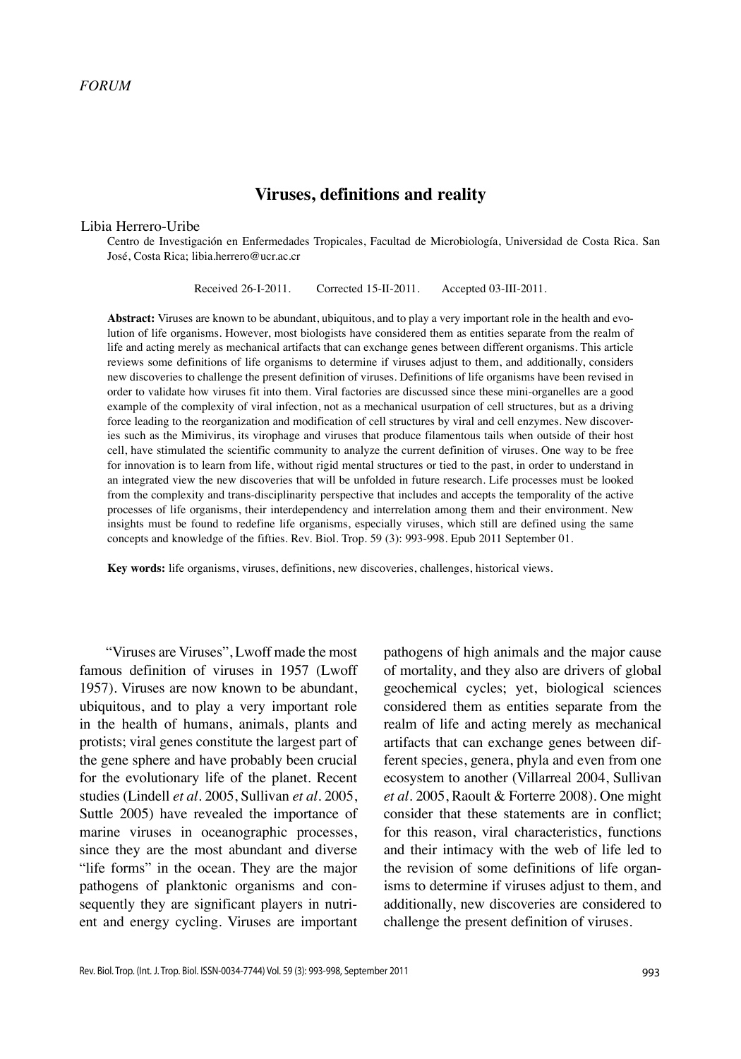*FORUM*

# Viruses, definitions and reality

Libia Herrero-Uribe

Centro de Investigación en Enfermedades Tropicales, Facultad de Microbiología, Universidad de Costa Rica. San José, Costa Rica; libia.herrero@ucr.ac.cr

Received 26-I-2011. Corrected 15-II-2011. Accepted 03-III-2011.

**Abstract:** Viruses are known to be abundant, ubiquitous, and to play a very important role in the health and evolution of life organisms. However, most biologists have considered them as entities separate from the realm of life and acting merely as mechanical artifacts that can exchange genes between different organisms. This article reviews some definitions of life organisms to determine if viruses adjust to them, and additionally, considers new discoveries to challenge the present definition of viruses. Definitions of life organisms have been revised in order to validate how viruses fit into them. Viral factories are discussed since these mini-organelles are a good example of the complexity of viral infection, not as a mechanical usurpation of cell structures, but as a driving force leading to the reorganization and modification of cell structures by viral and cell enzymes. New discoveries such as the Mimivirus, its virophage and viruses that produce filamentous tails when outside of their host cell, have stimulated the scientific community to analyze the current definition of viruses. One way to be free for innovation is to learn from life, without rigid mental structures or tied to the past, in order to understand in an integrated view the new discoveries that will be unfolded in future research. Life processes must be looked from the complexity and trans-disciplinarity perspective that includes and accepts the temporality of the active processes of life organisms, their interdependency and interrelation among them and their environment. New insights must be found to redefine life organisms, especially viruses, which still are defined using the same concepts and knowledge of the fifties. Rev. Biol. Trop. 59 (3): 993-998. Epub 2011 September 01.

**Key words:** life organisms, viruses, definitions, new discoveries, challenges, historical views.

"Viruses are Viruses", Lwoff made the most famous definition of viruses in 1957 (Lwoff 1957). Viruses are now known to be abundant, ubiquitous, and to play a very important role in the health of humans, animals, plants and protists; viral genes constitute the largest part of the gene sphere and have probably been crucial for the evolutionary life of the planet. Recent studies (Lindell *et al*. 2005, Sullivan *et al*. 2005, Suttle 2005) have revealed the importance of marine viruses in oceanographic processes, since they are the most abundant and diverse "life forms" in the ocean. They are the major pathogens of planktonic organisms and consequently they are significant players in nutrient and energy cycling. Viruses are important pathogens of high animals and the major cause of mortality, and they also are drivers of global geochemical cycles; yet, biological sciences considered them as entities separate from the realm of life and acting merely as mechanical artifacts that can exchange genes between different species, genera, phyla and even from one ecosystem to another (Villarreal 2004, Sullivan *et al*. 2005, Raoult & Forterre 2008). One might consider that these statements are in conflict; for this reason, viral characteristics, functions and their intimacy with the web of life led to the revision of some definitions of life organisms to determine if viruses adjust to them, and additionally, new discoveries are considered to challenge the present definition of viruses.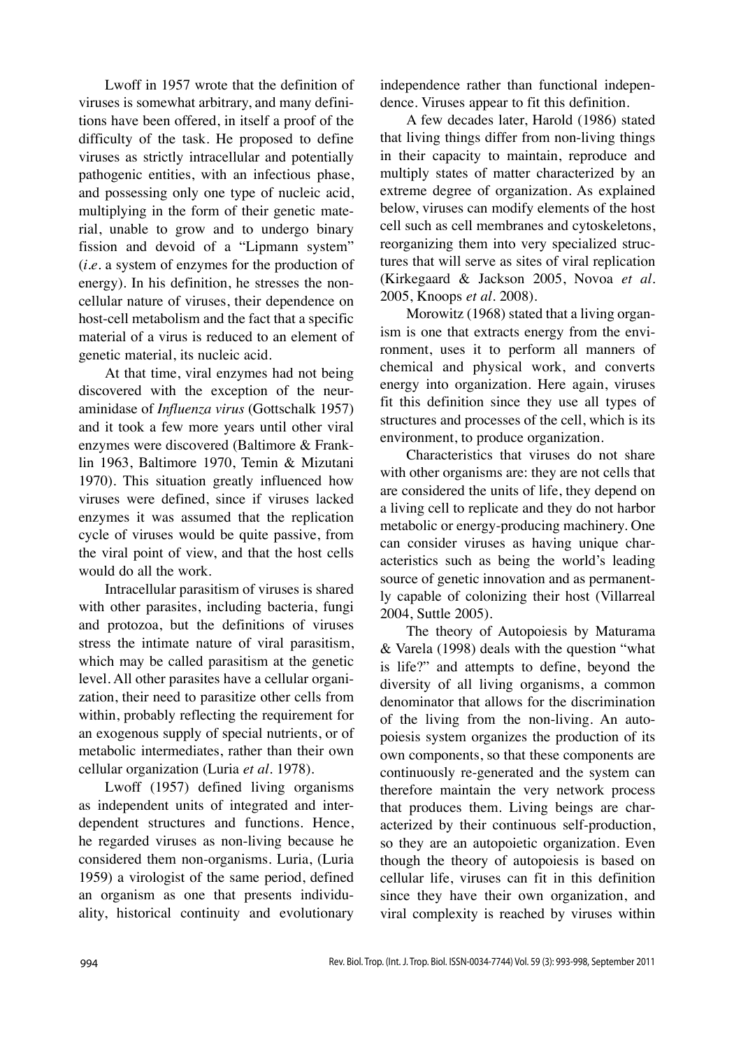Lwoff in 1957 wrote that the definition of viruses is somewhat arbitrary, and many definitions have been offered, in itself a proof of the difficulty of the task. He proposed to define viruses as strictly intracellular and potentially pathogenic entities, with an infectious phase, and possessing only one type of nucleic acid, multiplying in the form of their genetic material, unable to grow and to undergo binary fission and devoid of a "Lipmann system" (*i.e.* a system of enzymes for the production of energy). In his definition, he stresses the non-cellular nature of viruses, their dependence on host-cell metabolism and the fact that a specific material of a virus is reduced to an element of genetic material, its nucleic acid.

At that time, viral enzymes had not being discovered with the exception of the neuraminidase of *Influenza virus* (Gottschalk 1957) and it took a few more years until other viral enzymes were discovered (Baltimore & Franklin 1963, Baltimore 1970, Temin & Mizutani 1970). This situation greatly influenced how viruses were defined, since if viruses lacked enzymes it was assumed that the replication cycle of viruses would be quite passive, from the viral point of view, and that the host cells would do all the work.

Intracellular parasitism of viruses is shared with other parasites, including bacteria, fungi and protozoa, but the definitions of viruses stress the intimate nature of viral parasitism, which may be called parasitism at the genetic level. All other parasites have a cellular organization, their need to parasitize other cells from within, probably reflecting the requirement for an exogenous supply of special nutrients, or of metabolic intermediates, rather than their own cellular organization (Luria *et al*. 1978).

Lwoff (1957) defined living organisms as independent units of integrated and interdependent structures and functions. Hence, he regarded viruses as non-living because he considered them non-organisms. Luria, (Luria 1959) a virologist of the same period, defined an organism as one that presents individuality, historical continuity and evolutionary independence rather than functional independence. Viruses appear to fit this definition.

A few decades later, Harold (1986) stated that living things differ from non-living things in their capacity to maintain, reproduce and multiply states of matter characterized by an extreme degree of organization. As explained below, viruses can modify elements of the host cell such as cell membranes and cytoskeletons, reorganizing them into very specialized structures that will serve as sites of viral replication (Kirkegaard & Jackson 2005, Novoa *et al*. 2005, Knoops *et al*. 2008).

Morowitz (1968) stated that a living organism is one that extracts energy from the environment, uses it to perform all manners of chemical and physical work, and converts energy into organization. Here again, viruses fit this definition since they use all types of structures and processes of the cell, which is its environment, to produce organization.

Characteristics that viruses do not share with other organisms are: they are not cells that are considered the units of life, they depend on a living cell to replicate and they do not harbor metabolic or energy-producing machinery. One can consider viruses as having unique characteristics such as being the world's leading source of genetic innovation and as permanently capable of colonizing their host (Villarreal 2004, Suttle 2005).

The theory of Autopoiesis by Maturama & Varela (1998) deals with the question "what is life?" and attempts to define, beyond the diversity of all living organisms, a common denominator that allows for the discrimination of the living from the non-living. An autopoiesis system organizes the production of its own components, so that these components are continuously re-generated and the system can therefore maintain the very network process that produces them. Living beings are characterized by their continuous self-production, so they are an autopoietic organization. Even though the theory of autopoiesis is based on cellular life, viruses can fit in this definition since they have their own organization, and viral complexity is reached by viruses within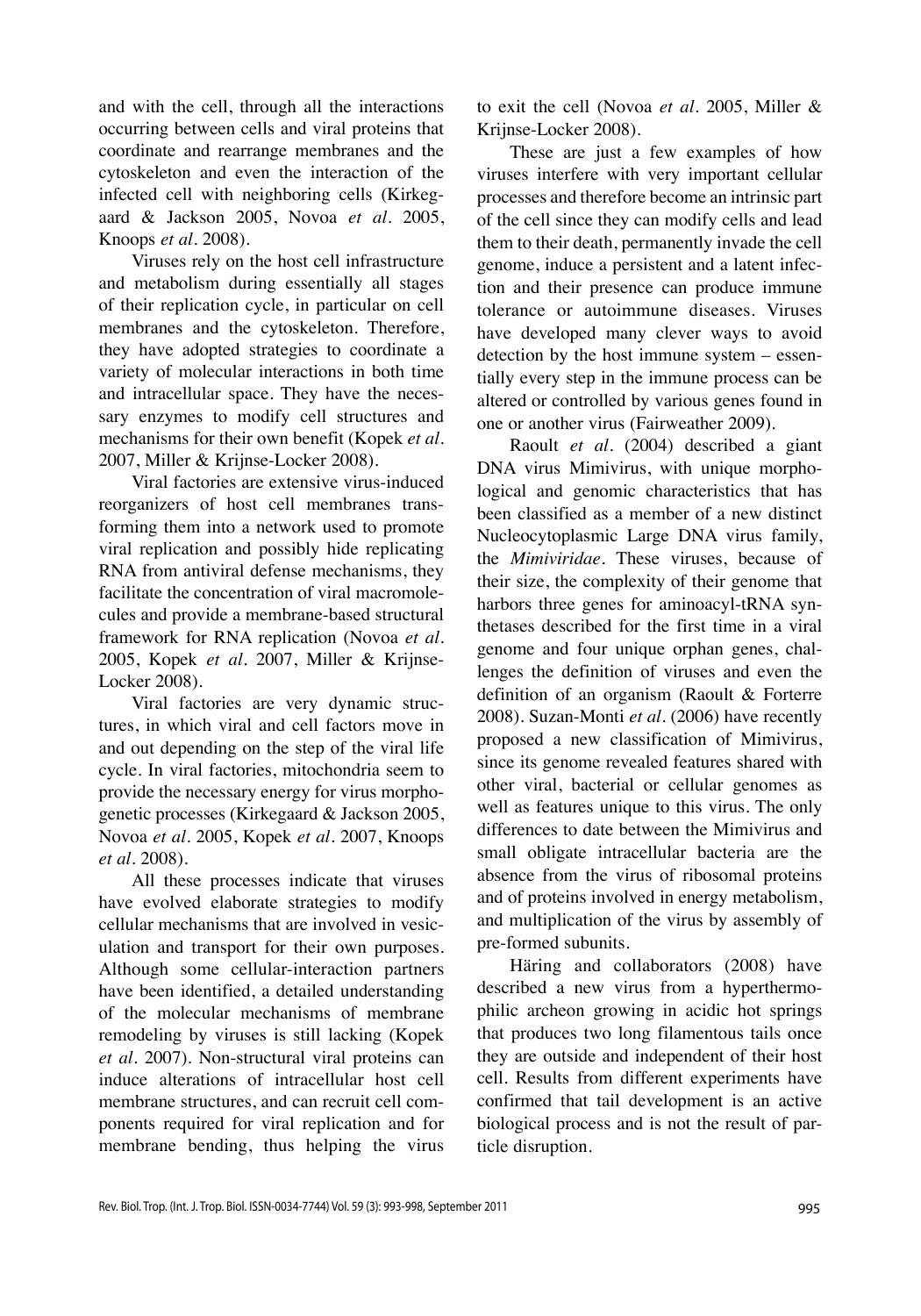and with the cell, through all the interactions occurring between cells and viral proteins that coordinate and rearrange membranes and the cytoskeleton and even the interaction of the infected cell with neighboring cells (Kirkegaard & Jackson 2005, Novoa *et al.* 2005, Knoops *et al.* 2008).

Viruses rely on the host cell infrastructure and metabolism during essentially all stages of their replication cycle, in particular on cell membranes and the cytoskeleton. Therefore, they have adopted strategies to coordinate a variety of molecular interactions in both time and intracellular space. They have the necessary enzymes to modify cell structures and mechanisms for their own benefit (Kopek *et al.* 2007, Miller & Krijnse-Locker 2008).

Viral factories are extensive virus-induced reorganizers of host cell membranes transforming them into a network used to promote viral replication and possibly hide replicating RNA from antiviral defense mechanisms, they facilitate the concentration of viral macromolecules and provide a membrane-based structural framework for RNA replication (Novoa *et al.* 2005, Kopek *et al.* 2007, Miller & Krijnse-Locker 2008).

Viral factories are very dynamic structures, in which viral and cell factors move in and out depending on the step of the viral life cycle. In viral factories, mitochondria seem to provide the necessary energy for virus morphogenetic processes (Kirkegaard & Jackson 2005, Novoa *et al.* 2005, Kopek *et al.* 2007, Knoops *et al.* 2008).

All these processes indicate that viruses have evolved elaborate strategies to modify cellular mechanisms that are involved in vesiculation and transport for their own purposes. Although some cellular-interaction partners have been identified, a detailed understanding of the molecular mechanisms of membrane remodeling by viruses is still lacking (Kopek *et al.* 2007). Non-structural viral proteins can induce alterations of intracellular host cell membrane structures, and can recruit cell components required for viral replication and for membrane bending, thus helping the virus to exit the cell (Novoa *et al.* 2005, Miller & Krijnse-Locker 2008).

These are just a few examples of how viruses interfere with very important cellular processes and therefore become an intrinsic part of the cell since they can modify cells and lead them to their death, permanently invade the cell genome, induce a persistent and a latent infection and their presence can produce immune tolerance or autoimmune diseases. Viruses have developed many clever ways to avoid detection by the host immune system – essentially every step in the immune process can be altered or controlled by various genes found in one or another virus (Fairweather 2009).

Raoult *et al.* (2004) described a giant DNA virus Mimivirus, with unique morphological and genomic characteristics that has been classified as a member of a new distinct Nucleocytoplasmic Large DNA virus family, the *Mimiviridae*. These viruses, because of their size, the complexity of their genome that harbors three genes for aminoacyl-tRNA synthetases described for the first time in a viral genome and four unique orphan genes, challenges the definition of viruses and even the definition of an organism (Raoult & Forterre 2008). Suzan-Monti *et al.* (2006) have recently proposed a new classification of Mimivirus, since its genome revealed features shared with other viral, bacterial or cellular genomes as well as features unique to this virus. The only differences to date between the Mimivirus and small obligate intracellular bacteria are the absence from the virus of ribosomal proteins and of proteins involved in energy metabolism, and multiplication of the virus by assembly of pre-formed subunits.

Häring and collaborators (2008) have described a new virus from a hyperthermophilic archeon growing in acidic hot springs that produces two long filamentous tails once they are outside and independent of their host cell. Results from different experiments have confirmed that tail development is an active biological process and is not the result of particle disruption.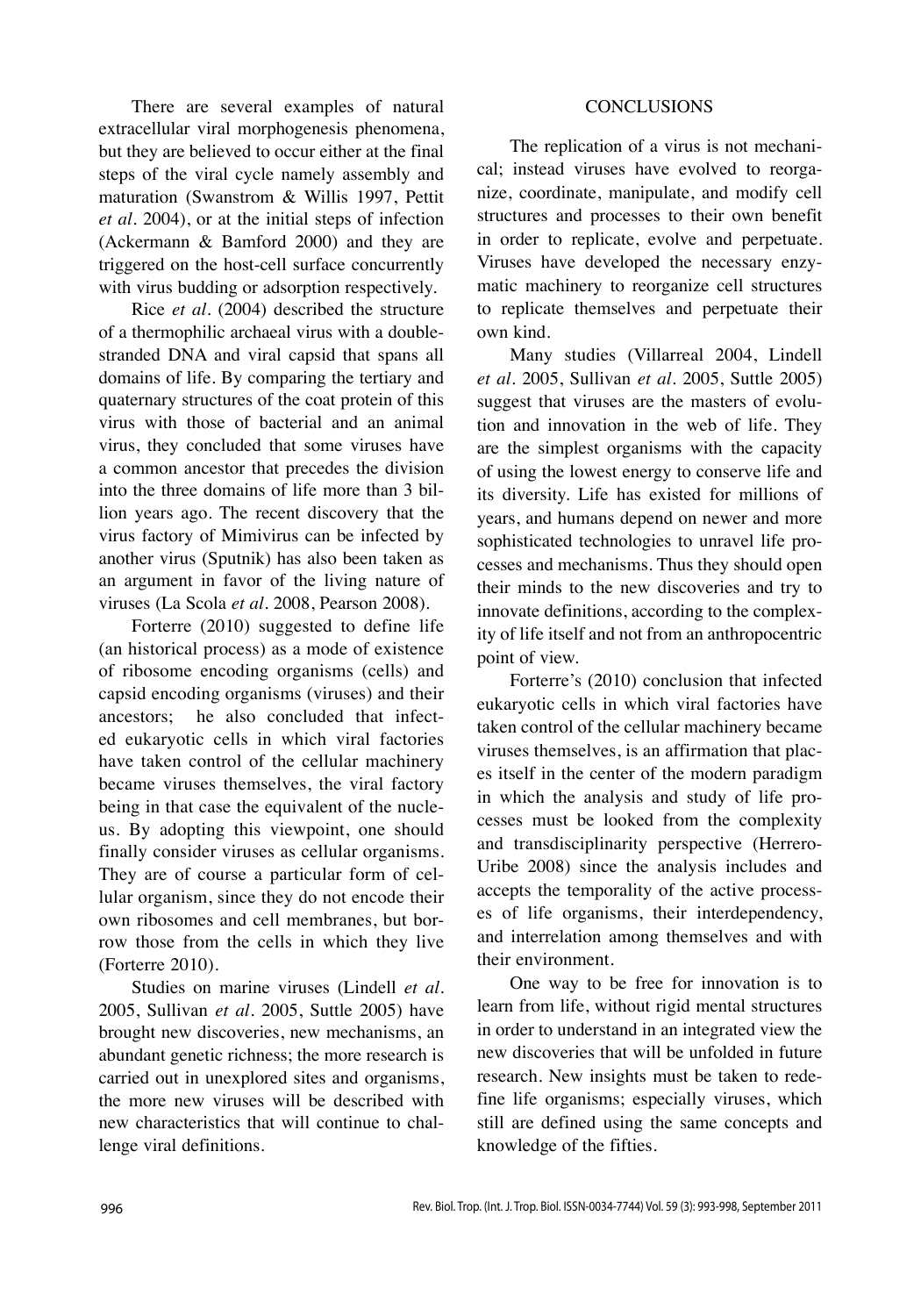There are several examples of natural extracellular viral morphogenesis phenomena, but they are believed to occur either at the final steps of the viral cycle namely assembly and maturation (Swanstrom & Willis 1997, Pettit *et al*. 2004), or at the initial steps of infection (Ackermann & Bamford 2000) and they are triggered on the host-cell surface concurrently with virus budding or adsorption respectively.

Rice *et al*. (2004) described the structure of a thermophilic archaeal virus with a double-stranded DNA and viral capsid that spans all domains of life. By comparing the tertiary and quaternary structures of the coat protein of this virus with those of bacterial and an animal virus, they concluded that some viruses have a common ancestor that precedes the division into the three domains of life more than 3 billion years ago. The recent discovery that the virus factory of Mimivirus can be infected by another virus (Sputnik) has also been taken as an argument in favor of the living nature of viruses (La Scola *et al*. 2008, Pearson 2008).

Forterre (2010) suggested to define life (an historical process) as a mode of existence of ribosome encoding organisms (cells) and capsid encoding organisms (viruses) and their ancestors; he also concluded that infected eukaryotic cells in which viral factories have taken control of the cellular machinery became viruses themselves, the viral factory being in that case the equivalent of the nucleus. By adopting this viewpoint, one should finally consider viruses as cellular organisms. They are of course a particular form of cellular organism, since they do not encode their own ribosomes and cell membranes, but borrow those from the cells in which they live (Forterre 2010).

Studies on marine viruses (Lindell *et al*. 2005, Sullivan *et al*. 2005, Suttle 2005) have brought new discoveries, new mechanisms, an abundant genetic richness; the more research is carried out in unexplored sites and organisms, the more new viruses will be described with new characteristics that will continue to challenge viral definitions.

## CONCLUSIONS

The replication of a virus is not mechanical; instead viruses have evolved to reorganize, coordinate, manipulate, and modify cell structures and processes to their own benefit in order to replicate, evolve and perpetuate. Viruses have developed the necessary enzymatic machinery to reorganize cell structures to replicate themselves and perpetuate their own kind.

Many studies (Villarreal 2004, Lindell *et al*. 2005, Sullivan *et al*. 2005, Suttle 2005) suggest that viruses are the masters of evolution and innovation in the web of life. They are the simplest organisms with the capacity of using the lowest energy to conserve life and its diversity. Life has existed for millions of years, and humans depend on newer and more sophisticated technologies to unravel life processes and mechanisms. Thus they should open their minds to the new discoveries and try to innovate definitions, according to the complexity of life itself and not from an anthropocentric point of view.

Forterre's (2010) conclusion that infected eukaryotic cells in which viral factories have taken control of the cellular machinery became viruses themselves, is an affirmation that places itself in the center of the modern paradigm in which the analysis and study of life processes must be looked from the complexity and transdisciplinarity perspective (Herrero-Uribe 2008) since the analysis includes and accepts the temporality of the active processes of life organisms, their interdependency, and interrelation among themselves and with their environment.

One way to be free for innovation is to learn from life, without rigid mental structures in order to understand in an integrated view the new discoveries that will be unfolded in future research. New insights must be taken to redefine life organisms; especially viruses, which still are defined using the same concepts and knowledge of the fifties.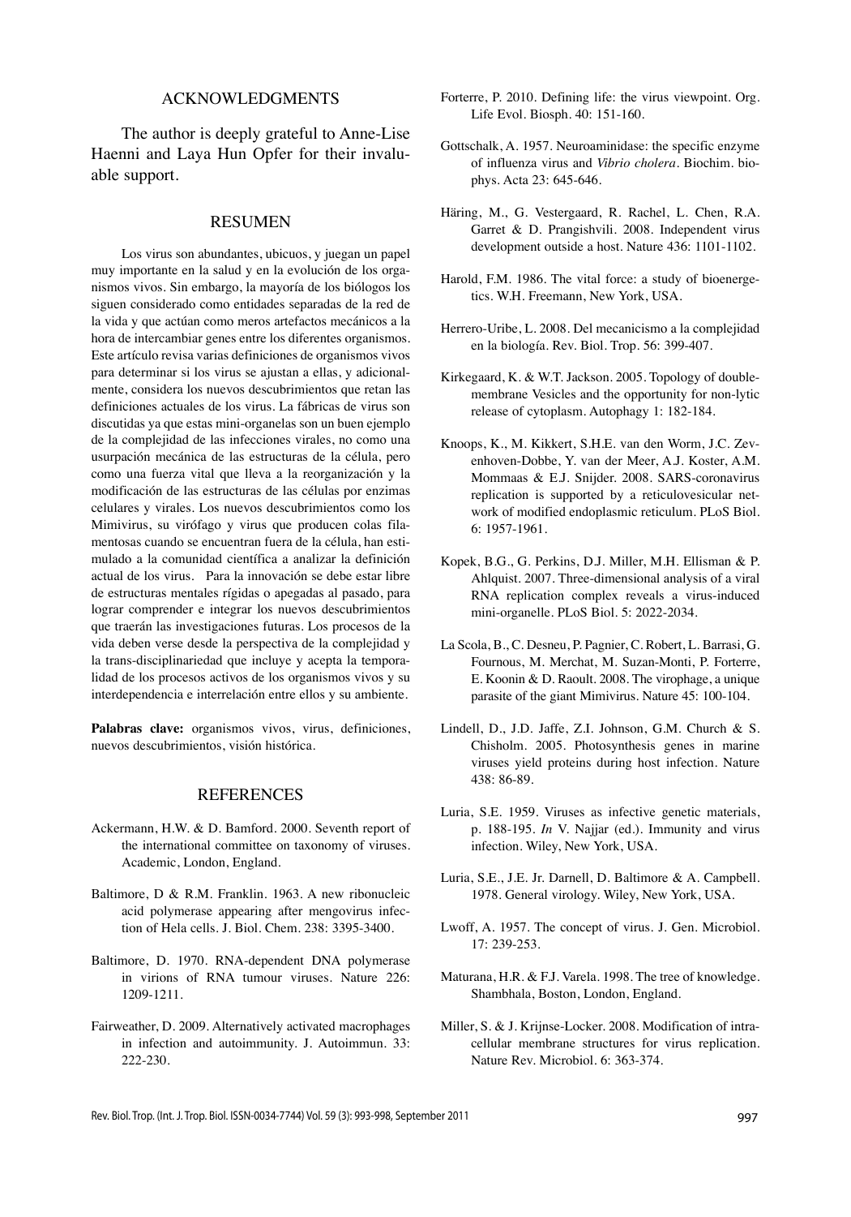## ACKNOWLEDGMENTS

The author is deeply grateful to Anne-Lise Haenni and Laya Hun Opfer for their invaluable support.

## RESUMEN

Los virus son abundantes, ubicuos, y juegan un papel muy importante en la salud y en la evolución de los organismos vivos. Sin embargo, la mayoría de los biólogos los siguen considerado como entidades separadas de la red de la vida y que actúan como meros artefactos mecánicos a la hora de intercambiar genes entre los diferentes organismos. Este artículo revisa varias definiciones de organismos vivos para determinar si los virus se ajustan a ellas, y adicionalmente, considera los nuevos descubrimientos que retan las definiciones actuales de los virus. La fábricas de virus son discutidas ya que estas mini-organelas son un buen ejemplo de la complejidad de las infecciones virales, no como una usurpación mecánica de las estructuras de la célula, pero como una fuerza vital que lleva a la reorganización y la modificación de las estructuras de las células por enzimas celulares y virales. Los nuevos descubrimientos como los Mimivirus, su virófago y virus que producen colas filamentosas cuando se encuentran fuera de la célula, han estimulado a la comunidad científica a analizar la definición actual de los virus. Para la innovación se debe estar libre de estructuras mentales rígidas o apegadas al pasado, para lograr comprender e integrar los nuevos descubrimientos que traerán las investigaciones futuras. Los procesos de la vida deben verse desde la perspectiva de la complejidad y la trans-disciplinariedad que incluye y acepta la temporalidad de los procesos activos de los organismos vivos y su interdependencia e interrelación entre ellos y su ambiente.

**Palabras clave:** organismos vivos, virus, definiciones, nuevos descubrimientos, visión histórica.

## REFERENCES

Ackermann, H.W. & D. Bamford. 2000. Seventh report of the international committee on taxonomy of viruses. Academic, London, England.

Baltimore, D & R.M. Franklin. 1963. A new ribonucleic acid polymerase appearing after mengovirus infection of Hela cells. J. Biol. Chem. 238: 3395-3400.

Baltimore, D. 1970. RNA-dependent DNA polymerase in virions of RNA tumour viruses. Nature 226: 1209-1211.

Fairweather, D. 2009. Alternatively activated macrophages in infection and autoimmunity. J. Autoimmun. 33: 222-230.

Forterre, P. 2010. Defining life: the virus viewpoint. Org. Life Evol. Biosph. 40: 151-160.

Gottschalk, A. 1957. Neuroaminidase: the specific enzyme of influenza virus and *Vibrio cholera*. Biochim. biophys. Acta 23: 645-646.

Häring, M., G. Vestergaard, R. Rachel, L. Chen, R.A. Garret & D. Prangishvili. 2008. Independent virus development outside a host. Nature 436: 1101-1102.

Harold, F.M. 1986. The vital force: a study of bioenergetics. W.H. Freemann, New York, USA.

Herrero-Uribe, L. 2008. Del mecanicismo a la complejidad en la biología. Rev. Biol. Trop. 56: 399-407.

Kirkegaard, K. & W.T. Jackson. 2005. Topology of double-membrane Vesicles and the opportunity for non-lytic release of cytoplasm. Autophagy 1: 182-184.

Knoops, K., M. Kikkert, S.H.E. van den Worm, J.C. Zevenhoven-Dobbe, Y. van der Meer, A.J. Koster, A.M. Mommaas & E.J. Snijder. 2008. SARS-coronavirus replication is supported by a reticulovesicular network of modified endoplasmic reticulum. PLoS Biol. 6: 1957-1961.

Kopek, B.G., G. Perkins, D.J. Miller, M.H. Ellisman & P. Ahlquist. 2007. Three-dimensional analysis of a viral RNA replication complex reveals a virus-induced mini-organelle. PLoS Biol. 5: 2022-2034.

La Scola, B., C. Desneu, P. Pagnier, C. Robert, L. Barrasi, G. Fournous, M. Merchat, M. Suzan-Monti, P. Forterre, E. Koonin & D. Raoult. 2008. The virophage, a unique parasite of the giant Mimivirus. Nature 45: 100-104.

Lindell, D., J.D. Jaffe, Z.I. Johnson, G.M. Church & S. Chisholm. 2005. Photosynthesis genes in marine viruses yield proteins during host infection. Nature 438: 86-89.

Luria, S.E. 1959. Viruses as infective genetic materials, p. 188-195. *In* V. Najjar (ed.). Immunity and virus infection. Wiley, New York, USA.

Luria, S.E., J.E. Jr. Darnell, D. Baltimore & A. Campbell. 1978. General virology. Wiley, New York, USA.

Lwoff, A. 1957. The concept of virus. J. Gen. Microbiol. 17: 239-253.

Maturana, H.R. & F.J. Varela. 1998. The tree of knowledge. Shambhala, Boston, London, England.

Miller, S. & J. Krijnse-Locker. 2008. Modification of intracellular membrane structures for virus replication. Nature Rev. Microbiol. 6: 363-374.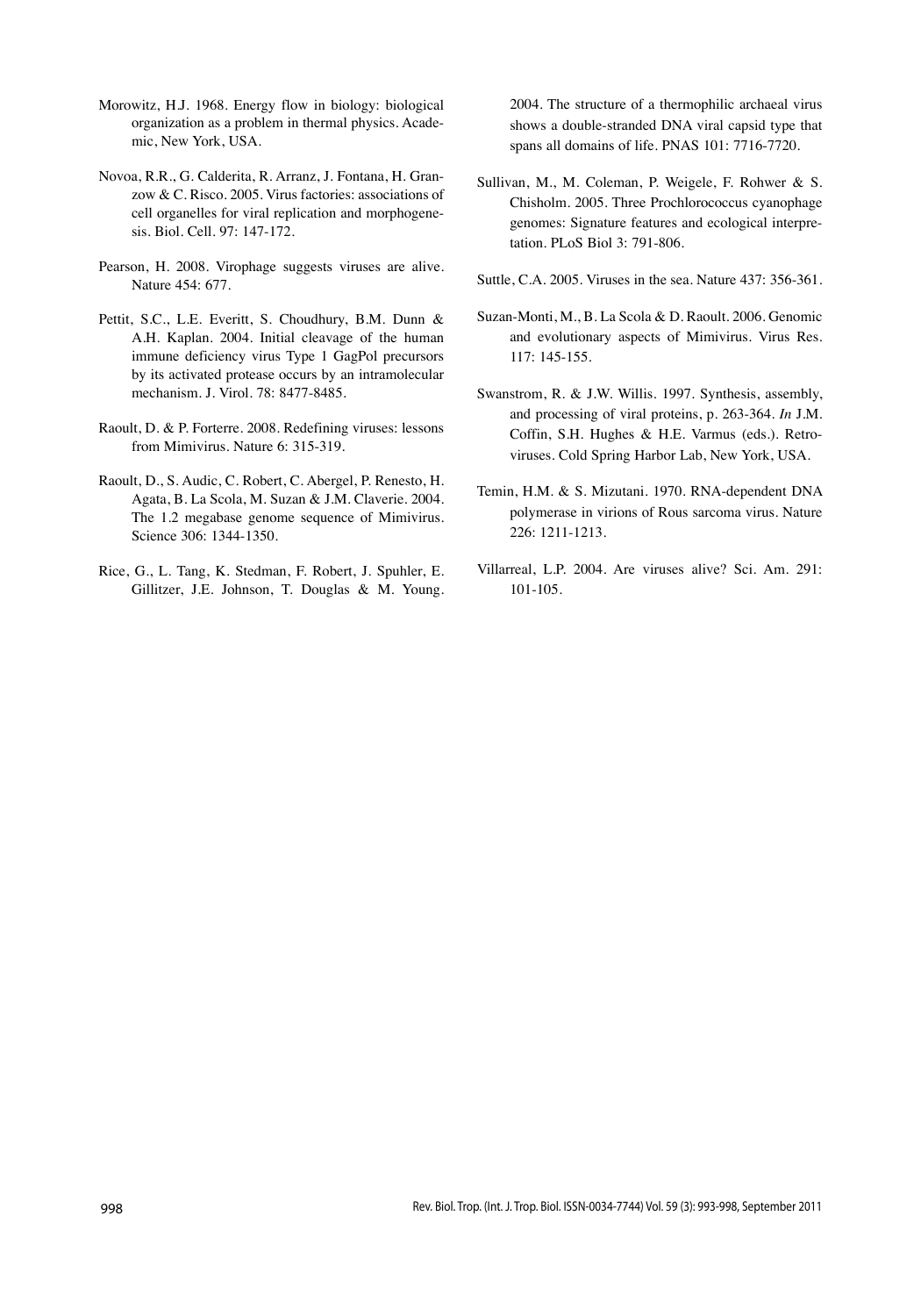Morowitz, H.J. 1968. Energy flow in biology: biological organization as a problem in thermal physics. Academic, New York, USA.

Novoa, R.R., G. Calderita, R. Arranz, J. Fontana, H. Granzow & C. Risco. 2005. Virus factories: associations of cell organelles for viral replication and morphogenesis. Biol. Cell. 97: 147-172.

Pearson, H. 2008. Virophage suggests viruses are alive. Nature 454: 677.

Pettit, S.C., L.E. Everitt, S. Choudhury, B.M. Dunn & A.H. Kaplan. 2004. Initial cleavage of the human immune deficiency virus Type 1 GagPol precursors by its activated protease occurs by an intramolecular mechanism. J. Virol. 78: 8477-8485.

Raoult, D. & P. Forterre. 2008. Redefining viruses: lessons from Mimivirus. Nature 6: 315-319.

Raoult, D., S. Audic, C. Robert, C. Abergel, P. Renesto, H. Agata, B. La Scola, M. Suzan & J.M. Claverie. 2004. The 1.2 megabase genome sequence of Mimivirus. Science 306: 1344-1350.

Rice, G., L. Tang, K. Stedman, F. Robert, J. Spuhler, E. Gillitzer, J.E. Johnson, T. Douglas & M. Young. 2004. The structure of a thermophilic archaeal virus shows a double-stranded DNA viral capsid type that spans all domains of life. PNAS 101: 7716-7720.

Sullivan, M., M. Coleman, P. Weigele, F. Rohwer & S. Chisholm. 2005. Three Prochlorococcus cyanophage genomes: Signature features and ecological interpretation. PLoS Biol 3: 791-806.

Suttle, C.A. 2005. Viruses in the sea. Nature 437: 356-361.

Suzan-Monti, M., B. La Scola & D. Raoult. 2006. Genomic and evolutionary aspects of Mimivirus. Virus Res. 117: 145-155.

Swanstrom, R. & J.W. Willis. 1997. Synthesis, assembly, and processing of viral proteins, p. 263-364. *In* J.M. Coffin, S.H. Hughes & H.E. Varmus (eds.). Retroviruses. Cold Spring Harbor Lab, New York, USA.

Temin, H.M. & S. Mizutani. 1970. RNA-dependent DNA polymerase in virions of Rous sarcoma virus. Nature 226: 1211-1213.

Villarreal, L.P. 2004. Are viruses alive? Sci. Am. 291: 101-105.